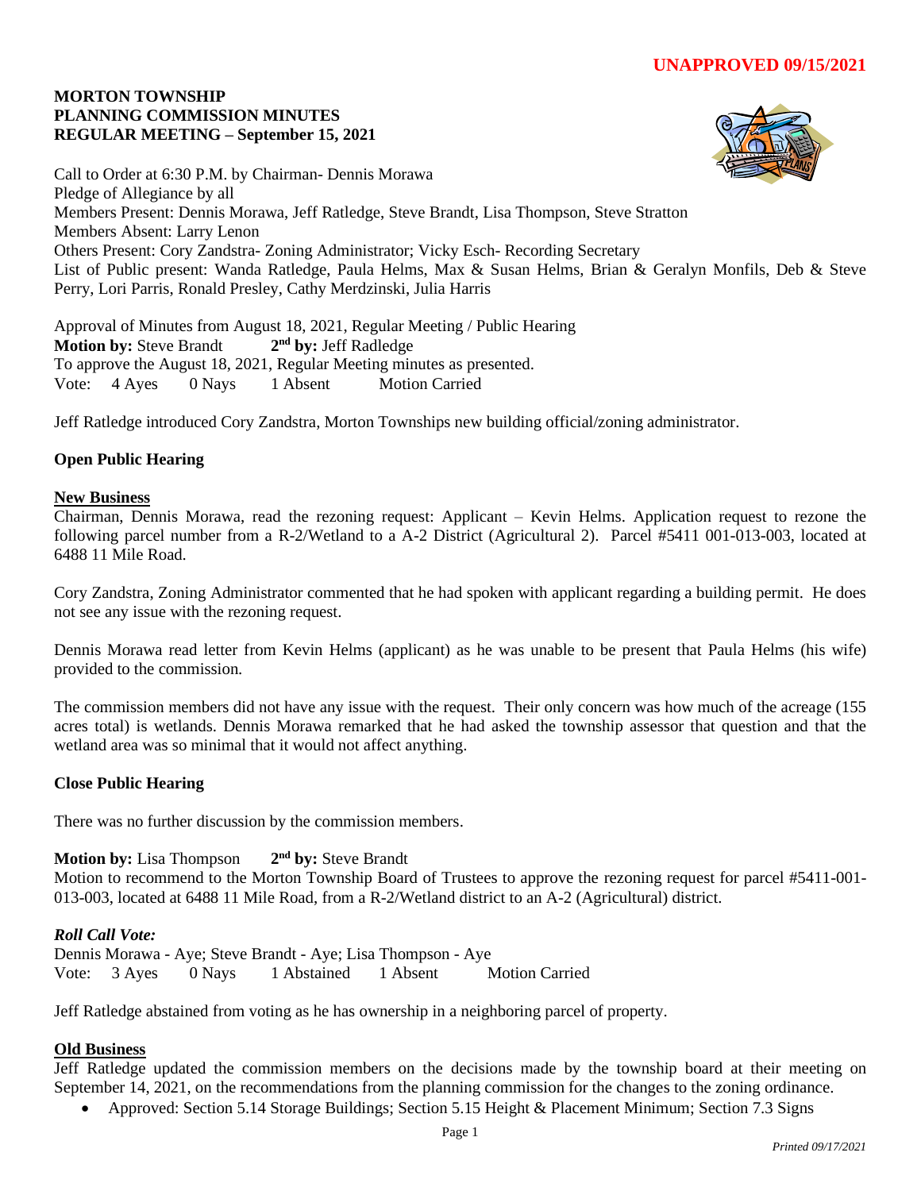**UNAPPROVED 09/15/2021**

**MORTON TOWNSHIP**
**PLANNING COMMISSION MINUTES**
**REGULAR MEETING – September 15, 2021**

Call to Order at 6:30 P.M. by Chairman- Dennis Morawa
Pledge of Allegiance by all
Members Present: Dennis Morawa, Jeff Ratledge, Steve Brandt, Lisa Thompson, Steve Stratton
Members Absent: Larry Lenon
Others Present: Cory Zandstra- Zoning Administrator; Vicky Esch- Recording Secretary
List of Public present: Wanda Ratledge, Paula Helms, Max & Susan Helms, Brian & Geralyn Monfils, Deb & Steve Perry, Lori Parris, Ronald Presley, Cathy Merdzinski, Julia Harris

Approval of Minutes from August 18, 2021, Regular Meeting / Public Hearing
**Motion by:** Steve Brandt **2nd by:** Jeff Radledge
To approve the August 18, 2021, Regular Meeting minutes as presented.
Vote: 4 Ayes 0 Nays 1 Absent Motion Carried

Jeff Ratledge introduced Cory Zandstra, Morton Townships new building official/zoning administrator.

**Open Public Hearing**

**New Business**

Chairman, Dennis Morawa, read the rezoning request: Applicant – Kevin Helms. Application request to rezone the following parcel number from a R-2/Wetland to a A-2 District (Agricultural 2). Parcel #5411 001-013-003, located at 6488 11 Mile Road.

Cory Zandstra, Zoning Administrator commented that he had spoken with applicant regarding a building permit. He does not see any issue with the rezoning request.

Dennis Morawa read letter from Kevin Helms (applicant) as he was unable to be present that Paula Helms (his wife) provided to the commission.

The commission members did not have any issue with the request. Their only concern was how much of the acreage (155 acres total) is wetlands. Dennis Morawa remarked that he had asked the township assessor that question and that the wetland area was so minimal that it would not affect anything.

**Close Public Hearing**

There was no further discussion by the commission members.

**Motion by:** Lisa Thompson **2nd by:** Steve Brandt
Motion to recommend to the Morton Township Board of Trustees to approve the rezoning request for parcel #5411-001-013-003, located at 6488 11 Mile Road, from a R-2/Wetland district to an A-2 (Agricultural) district.

***Roll Call Vote:***
Dennis Morawa - Aye; Steve Brandt - Aye; Lisa Thompson - Aye
Vote: 3 Ayes 0 Nays 1 Abstained 1 Absent Motion Carried

Jeff Ratledge abstained from voting as he has ownership in a neighboring parcel of property.

**Old Business**

Jeff Ratledge updated the commission members on the decisions made by the township board at their meeting on September 14, 2021, on the recommendations from the planning commission for the changes to the zoning ordinance.

- Approved: Section 5.14 Storage Buildings; Section 5.15 Height & Placement Minimum; Section 7.3 Signs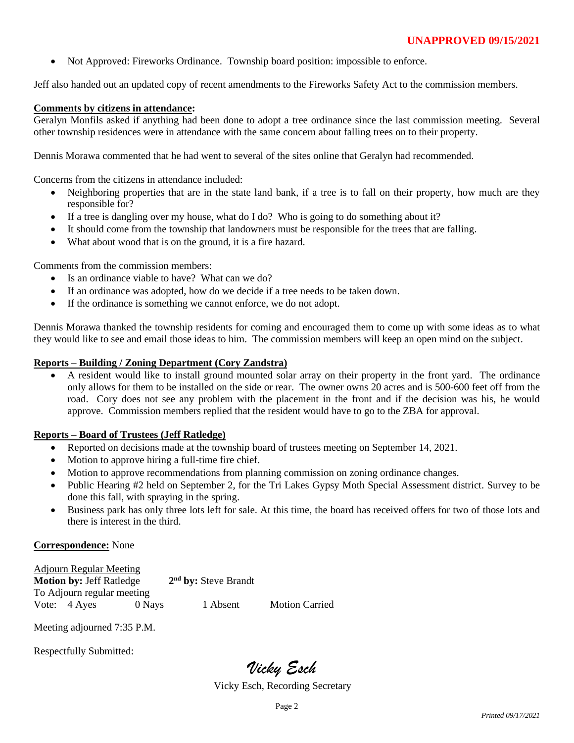**UNAPPROVED 09/15/2021**

- Not Approved: Fireworks Ordinance. Township board position: impossible to enforce.

Jeff also handed out an updated copy of recent amendments to the Fireworks Safety Act to the commission members.

**Comments by citizens in attendance:**

Geralyn Monfils asked if anything had been done to adopt a tree ordinance since the last commission meeting. Several other township residences were in attendance with the same concern about falling trees on to their property.

Dennis Morawa commented that he had went to several of the sites online that Geralyn had recommended.

Concerns from the citizens in attendance included:

- Neighboring properties that are in the state land bank, if a tree is to fall on their property, how much are they responsible for?
- If a tree is dangling over my house, what do I do? Who is going to do something about it?
- It should come from the township that landowners must be responsible for the trees that are falling.
- What about wood that is on the ground, it is a fire hazard.

Comments from the commission members:

- Is an ordinance viable to have? What can we do?
- If an ordinance was adopted, how do we decide if a tree needs to be taken down.
- If the ordinance is something we cannot enforce, we do not adopt.

Dennis Morawa thanked the township residents for coming and encouraged them to come up with some ideas as to what they would like to see and email those ideas to him. The commission members will keep an open mind on the subject.

**Reports – Building / Zoning Department (Cory Zandstra)**

- A resident would like to install ground mounted solar array on their property in the front yard. The ordinance only allows for them to be installed on the side or rear. The owner owns 20 acres and is 500-600 feet off from the road. Cory does not see any problem with the placement in the front and if the decision was his, he would approve. Commission members replied that the resident would have to go to the ZBA for approval.

**Reports – Board of Trustees (Jeff Ratledge)**

- Reported on decisions made at the township board of trustees meeting on September 14, 2021.
- Motion to approve hiring a full-time fire chief.
- Motion to approve recommendations from planning commission on zoning ordinance changes.
- Public Hearing #2 held on September 2, for the Tri Lakes Gypsy Moth Special Assessment district. Survey to be done this fall, with spraying in the spring.
- Business park has only three lots left for sale. At this time, the board has received offers for two of those lots and there is interest in the third.

**Correspondence:** None

Adjourn Regular Meeting
**Motion by:** Jeff Ratledge **2nd by:** Steve Brandt
To Adjourn regular meeting
Vote: 4 Ayes 0 Nays 1 Absent Motion Carried

Meeting adjourned 7:35 P.M.

Respectfully Submitted:

*Vicky Esch*

Vicky Esch, Recording Secretary

*Printed 09/17/2021*